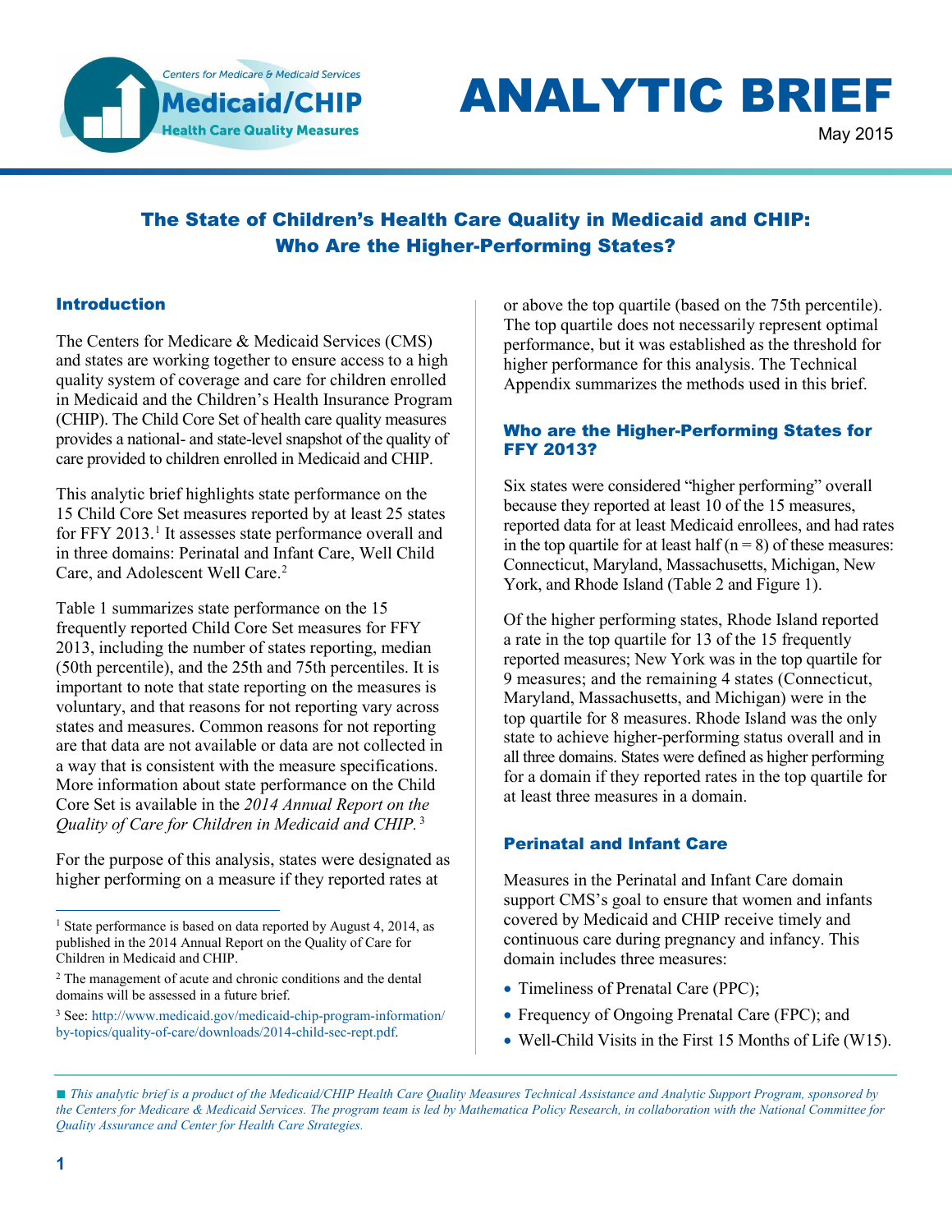# ANALYTIC BRIEF

May 2015

## The State of Children's Health Care Quality in Medicaid and CHIP: Who Are the Higher-Performing States?

### Introduction

The Centers for Medicare & Medicaid Services (CMS) and states are working together to ensure access to a high quality system of coverage and care for children enrolled in Medicaid and the Children's Health Insurance Program (CHIP). The Child Core Set of health care quality measures provides a national- and state-level snapshot of the quality of care provided to children enrolled in Medicaid and CHIP.

This analytic brief highlights state performance on the 15 Child Core Set measures reported by at least 25 states for FFY 2013.[1] It assesses state performance overall and in three domains: Perinatal and Infant Care, Well Child Care, and Adolescent Well Care.[2]

Table 1 summarizes state performance on the 15 frequently reported Child Core Set measures for FFY 2013, including the number of states reporting, median (50th percentile), and the 25th and 75th percentiles. It is important to note that state reporting on the measures is voluntary, and that reasons for not reporting vary across states and measures. Common reasons for not reporting are that data are not available or data are not collected in a way that is consistent with the measure specifications. More information about state performance on the Child Core Set is available in the *2014 Annual Report on the Quality of Care for Children in Medicaid and CHIP.*[3]

For the purpose of this analysis, states were designated as higher performing on a measure if they reported rates at or above the top quartile (based on the 75th percentile). The top quartile does not necessarily represent optimal performance, but it was established as the threshold for higher performance for this analysis. The Technical Appendix summarizes the methods used in this brief.

### Who are the Higher-Performing States for FFY 2013?

Six states were considered "higher performing" overall because they reported at least 10 of the 15 measures, reported data for at least Medicaid enrollees, and had rates in the top quartile for at least half (n = 8) of these measures: Connecticut, Maryland, Massachusetts, Michigan, New York, and Rhode Island (Table 2 and Figure 1).

Of the higher performing states, Rhode Island reported a rate in the top quartile for 13 of the 15 frequently reported measures; New York was in the top quartile for 9 measures; and the remaining 4 states (Connecticut, Maryland, Massachusetts, and Michigan) were in the top quartile for 8 measures. Rhode Island was the only state to achieve higher-performing status overall and in all three domains. States were defined as higher performing for a domain if they reported rates in the top quartile for at least three measures in a domain.

### Perinatal and Infant Care

Measures in the Perinatal and Infant Care domain support CMS's goal to ensure that women and infants covered by Medicaid and CHIP receive timely and continuous care during pregnancy and infancy. This domain includes three measures:

- Timeliness of Prenatal Care (PPC);
- Frequency of Ongoing Prenatal Care (FPC); and
- Well-Child Visits in the First 15 Months of Life (W15).

---

[1] State performance is based on data reported by August 4, 2014, as published in the 2014 Annual Report on the Quality of Care for Children in Medicaid and CHIP.

[2] The management of acute and chronic conditions and the dental domains will be assessed in a future brief.

[3] See: http://www.medicaid.gov/medicaid-chip-program-information/by-topics/quality-of-care/downloads/2014-child-sec-rept.pdf.

*This analytic brief is a product of the Medicaid/CHIP Health Care Quality Measures Technical Assistance and Analytic Support Program, sponsored by the Centers for Medicare & Medicaid Services. The program team is led by Mathematica Policy Research, in collaboration with the National Committee for Quality Assurance and Center for Health Care Strategies.*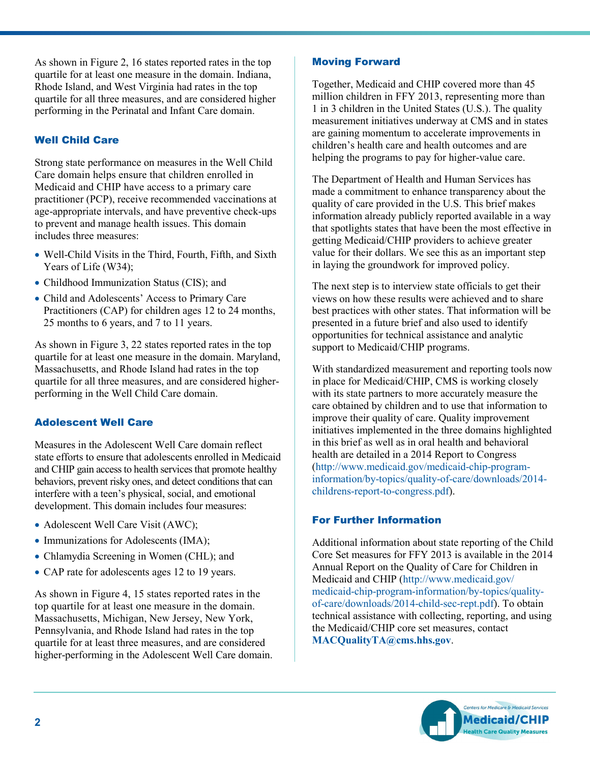As shown in Figure 2, 16 states reported rates in the top quartile for at least one measure in the domain. Indiana, Rhode Island, and West Virginia had rates in the top quartile for all three measures, and are considered higher performing in the Perinatal and Infant Care domain.

## Well Child Care

Strong state performance on measures in the Well Child Care domain helps ensure that children enrolled in Medicaid and CHIP have access to a primary care practitioner (PCP), receive recommended vaccinations at age-appropriate intervals, and have preventive check-ups to prevent and manage health issues. This domain includes three measures:

- Well-Child Visits in the Third, Fourth, Fifth, and Sixth Years of Life (W34);
- Childhood Immunization Status (CIS); and
- Child and Adolescents' Access to Primary Care Practitioners (CAP) for children ages 12 to 24 months, 25 months to 6 years, and 7 to 11 years.

As shown in Figure 3, 22 states reported rates in the top quartile for at least one measure in the domain. Maryland, Massachusetts, and Rhode Island had rates in the top quartile for all three measures, and are considered higher-performing in the Well Child Care domain.

## Adolescent Well Care

Measures in the Adolescent Well Care domain reflect state efforts to ensure that adolescents enrolled in Medicaid and CHIP gain access to health services that promote healthy behaviors, prevent risky ones, and detect conditions that can interfere with a teen's physical, social, and emotional development. This domain includes four measures:

- Adolescent Well Care Visit (AWC);
- Immunizations for Adolescents (IMA);
- Chlamydia Screening in Women (CHL); and
- CAP rate for adolescents ages 12 to 19 years.

As shown in Figure 4, 15 states reported rates in the top quartile for at least one measure in the domain. Massachusetts, Michigan, New Jersey, New York, Pennsylvania, and Rhode Island had rates in the top quartile for at least three measures, and are considered higher-performing in the Adolescent Well Care domain.

## Moving Forward

Together, Medicaid and CHIP covered more than 45 million children in FFY 2013, representing more than 1 in 3 children in the United States (U.S.). The quality measurement initiatives underway at CMS and in states are gaining momentum to accelerate improvements in children's health care and health outcomes and are helping the programs to pay for higher-value care.

The Department of Health and Human Services has made a commitment to enhance transparency about the quality of care provided in the U.S. This brief makes information already publicly reported available in a way that spotlights states that have been the most effective in getting Medicaid/CHIP providers to achieve greater value for their dollars. We see this as an important step in laying the groundwork for improved policy.

The next step is to interview state officials to get their views on how these results were achieved and to share best practices with other states. That information will be presented in a future brief and also used to identify opportunities for technical assistance and analytic support to Medicaid/CHIP programs.

With standardized measurement and reporting tools now in place for Medicaid/CHIP, CMS is working closely with its state partners to more accurately measure the care obtained by children and to use that information to improve their quality of care. Quality improvement initiatives implemented in the three domains highlighted in this brief as well as in oral health and behavioral health are detailed in a 2014 Report to Congress (http://www.medicaid.gov/medicaid-chip-program-information/by-topics/quality-of-care/downloads/2014-childrens-report-to-congress.pdf).

## For Further Information

Additional information about state reporting of the Child Core Set measures for FFY 2013 is available in the 2014 Annual Report on the Quality of Care for Children in Medicaid and CHIP (http://www.medicaid.gov/medicaid-chip-program-information/by-topics/quality-of-care/downloads/2014-child-sec-rept.pdf). To obtain technical assistance with collecting, reporting, and using the Medicaid/CHIP core set measures, contact **MACQualityTA@cms.hhs.gov**.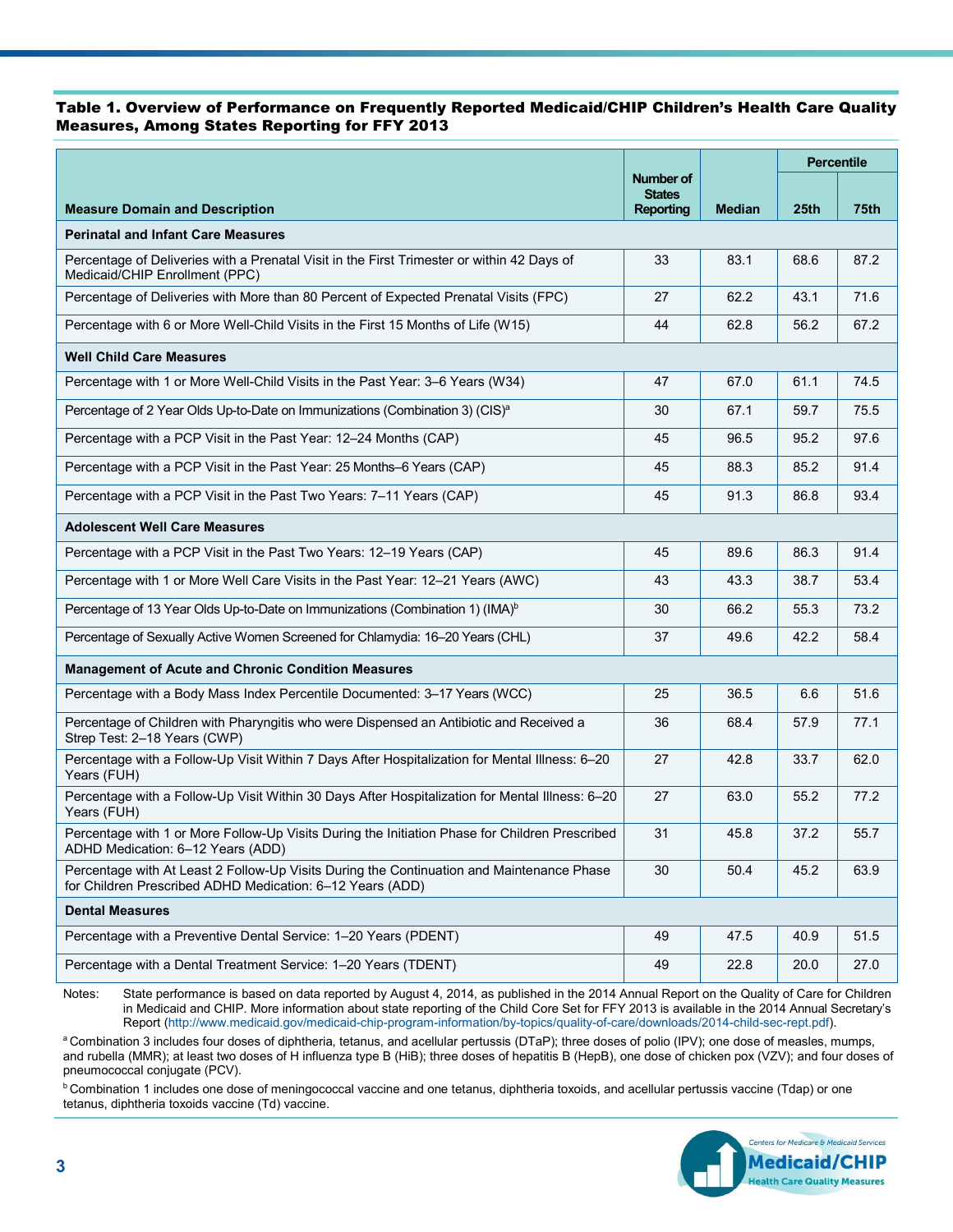**Table 1. Overview of Performance on Frequently Reported Medicaid/CHIP Children's Health Care Quality Measures, Among States Reporting for FFY 2013**

| Measure Domain and Description | Number of States Reporting | Median | Percentile | |
|---|---|---|---|---|
| | | | 25th | 75th |
| **Perinatal and Infant Care Measures** | | | | |
| Percentage of Deliveries with a Prenatal Visit in the First Trimester or within 42 Days of Medicaid/CHIP Enrollment (PPC) | 33 | 83.1 | 68.6 | 87.2 |
| Percentage of Deliveries with More than 80 Percent of Expected Prenatal Visits (FPC) | 27 | 62.2 | 43.1 | 71.6 |
| Percentage with 6 or More Well-Child Visits in the First 15 Months of Life (W15) | 44 | 62.8 | 56.2 | 67.2 |
| **Well Child Care Measures** | | | | |
| Percentage with 1 or More Well-Child Visits in the Past Year: 3–6 Years (W34) | 47 | 67.0 | 61.1 | 74.5 |
| Percentage of 2 Year Olds Up-to-Date on Immunizations (Combination 3) (CIS)[a] | 30 | 67.1 | 59.7 | 75.5 |
| Percentage with a PCP Visit in the Past Year: 12–24 Months (CAP) | 45 | 96.5 | 95.2 | 97.6 |
| Percentage with a PCP Visit in the Past Year: 25 Months–6 Years (CAP) | 45 | 88.3 | 85.2 | 91.4 |
| Percentage with a PCP Visit in the Past Two Years: 7–11 Years (CAP) | 45 | 91.3 | 86.8 | 93.4 |
| **Adolescent Well Care Measures** | | | | |
| Percentage with a PCP Visit in the Past Two Years: 12–19 Years (CAP) | 45 | 89.6 | 86.3 | 91.4 |
| Percentage with 1 or More Well Care Visits in the Past Year: 12–21 Years (AWC) | 43 | 43.3 | 38.7 | 53.4 |
| Percentage of 13 Year Olds Up-to-Date on Immunizations (Combination 1) (IMA)[b] | 30 | 66.2 | 55.3 | 73.2 |
| Percentage of Sexually Active Women Screened for Chlamydia: 16–20 Years (CHL) | 37 | 49.6 | 42.2 | 58.4 |
| **Management of Acute and Chronic Condition Measures** | | | | |
| Percentage with a Body Mass Index Percentile Documented: 3–17 Years (WCC) | 25 | 36.5 | 6.6 | 51.6 |
| Percentage of Children with Pharyngitis who were Dispensed an Antibiotic and Received a Strep Test: 2–18 Years (CWP) | 36 | 68.4 | 57.9 | 77.1 |
| Percentage with a Follow-Up Visit Within 7 Days After Hospitalization for Mental Illness: 6–20 Years (FUH) | 27 | 42.8 | 33.7 | 62.0 |
| Percentage with a Follow-Up Visit Within 30 Days After Hospitalization for Mental Illness: 6–20 Years (FUH) | 27 | 63.0 | 55.2 | 77.2 |
| Percentage with 1 or More Follow-Up Visits During the Initiation Phase for Children Prescribed ADHD Medication: 6–12 Years (ADD) | 31 | 45.8 | 37.2 | 55.7 |
| Percentage with At Least 2 Follow-Up Visits During the Continuation and Maintenance Phase for Children Prescribed ADHD Medication: 6–12 Years (ADD) | 30 | 50.4 | 45.2 | 63.9 |
| **Dental Measures** | | | | |
| Percentage with a Preventive Dental Service: 1–20 Years (PDENT) | 49 | 47.5 | 40.9 | 51.5 |
| Percentage with a Dental Treatment Service: 1–20 Years (TDENT) | 49 | 22.8 | 20.0 | 27.0 |

Notes: State performance is based on data reported by August 4, 2014, as published in the 2014 Annual Report on the Quality of Care for Children in Medicaid and CHIP. More information about state reporting of the Child Core Set for FFY 2013 is available in the 2014 Annual Secretary's Report (http://www.medicaid.gov/medicaid-chip-program-information/by-topics/quality-of-care/downloads/2014-child-sec-rept.pdf).

[a] Combination 3 includes four doses of diphtheria, tetanus, and acellular pertussis (DTaP); three doses of polio (IPV); one dose of measles, mumps, and rubella (MMR); at least two doses of H influenza type B (HiB); three doses of hepatitis B (HepB), one dose of chicken pox (VZV); and four doses of pneumococcal conjugate (PCV).

[b] Combination 1 includes one dose of meningococcal vaccine and one tetanus, diphtheria toxoids, and acellular pertussis vaccine (Tdap) or one tetanus, diphtheria toxoids vaccine (Td) vaccine.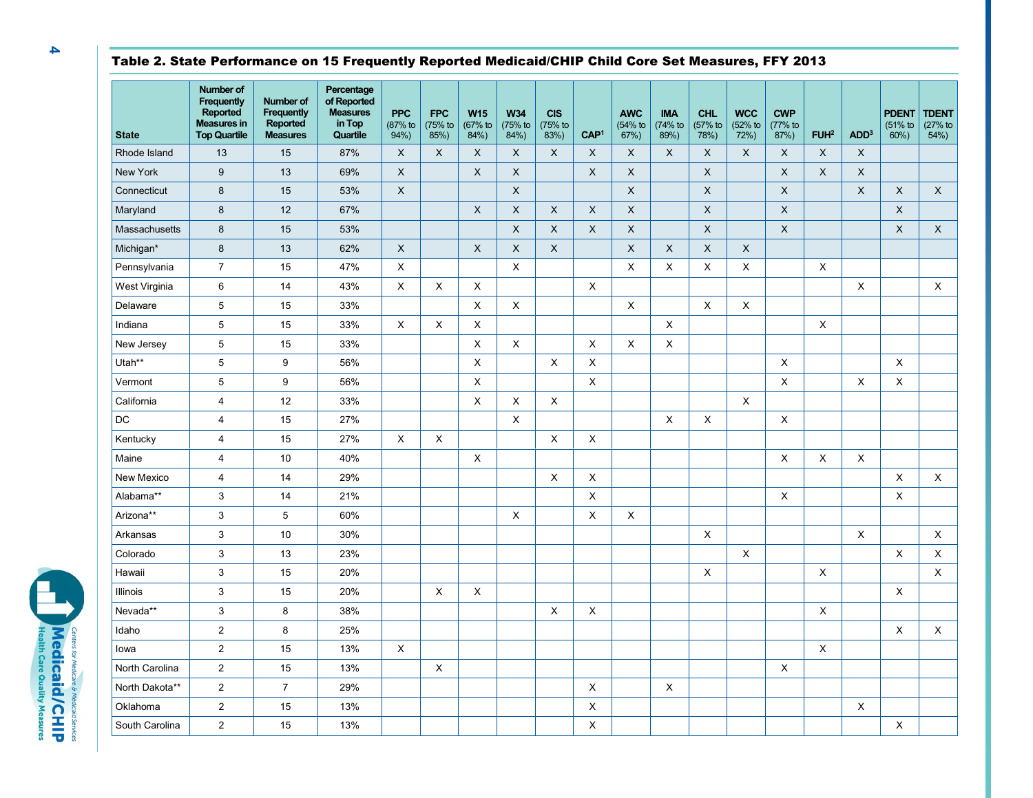## Table 2. State Performance on 15 Frequently Reported Medicaid/CHIP Child Core Set Measures, FFY 2013

| State | Number of Frequently Reported Measures in Top Quartile | Number of Frequently Reported Measures | Percentage of Reported Measures in Top Quartile | PPC (87% to 94%) | FPC (75% to 85%) | W15 (67% to 84%) | W34 (75% to 84%) | CIS (75% to 83%) | CAP[1] | AWC (54% to 67%) | IMA (74% to 89%) | CHL (57% to 78%) | WCC (52% to 72%) | CWP (77% to 87%) | FUH[2] | ADD[3] | PDENT (51% to 60%) | TDENT (27% to 54%) |
|---|---|---|---|---|---|---|---|---|---|---|---|---|---|---|---|---|---|---|
| Rhode Island | 13 | 15 | 87% | X | X | X | X | X | X | X | X | X | X | X | X | X | | |
| New York | 9 | 13 | 69% | X | | X | X | | X | X | | X | | X | X | X | | |
| Connecticut | 8 | 15 | 53% | X | | | X | | | X | | X | | X | | X | X | X |
| Maryland | 8 | 12 | 67% | | | X | X | X | X | X | | X | | X | | | X | |
| Massachusetts | 8 | 15 | 53% | | | | X | X | X | X | | X | | X | | | X | X |
| Michigan* | 8 | 13 | 62% | X | | X | X | X | | X | X | X | X | | | | | |
| Pennsylvania | 7 | 15 | 47% | X | | | X | | | X | X | X | X | | X | | | |
| West Virginia | 6 | 14 | 43% | X | X | X | | | X | | | | | | | X | | X |
| Delaware | 5 | 15 | 33% | | | X | X | | | X | | X | X | | | | | |
| Indiana | 5 | 15 | 33% | X | X | X | | | | | X | | | | X | | | |
| New Jersey | 5 | 15 | 33% | | | X | X | | X | X | X | | | | | | | |
| Utah** | 5 | 9 | 56% | | | X | | X | X | | | | | X | | | X | |
| Vermont | 5 | 9 | 56% | | | X | | | X | | | | | X | | X | X | |
| California | 4 | 12 | 33% | | | X | X | X | | | | | X | | | | | |
| DC | 4 | 15 | 27% | | | | X | | | | X | X | | X | | | | |
| Kentucky | 4 | 15 | 27% | X | X | | | X | X | | | | | | | | | |
| Maine | 4 | 10 | 40% | | | X | | | | | | | | X | X | X | | |
| New Mexico | 4 | 14 | 29% | | | | | X | X | | | | | | | | X | X |
| Alabama** | 3 | 14 | 21% | | | | | | X | | | | | X | | | X | |
| Arizona** | 3 | 5 | 60% | | | | X | | X | X | | | | | | | | |
| Arkansas | 3 | 10 | 30% | | | | | | | | | X | | | | X | | X |
| Colorado | 3 | 13 | 23% | | | | | | | | | | X | | | | X | X |
| Hawaii | 3 | 15 | 20% | | | | | | | | | X | | | X | | | X |
| Illinois | 3 | 15 | 20% | | X | X | | | | | | | | | | | X | |
| Nevada** | 3 | 8 | 38% | | | | | X | X | | | | | | X | | | |
| Idaho | 2 | 8 | 25% | | | | | | | | | | | | | | X | X |
| Iowa | 2 | 15 | 13% | X | | | | | | | | | | | X | | | |
| North Carolina | 2 | 15 | 13% | | X | | | | | | | | | X | | | | |
| North Dakota** | 2 | 7 | 29% | | | | | | X | | X | | | | | | | |
| Oklahoma | 2 | 15 | 13% | | | | | | X | | | | | | | X | | |
| South Carolina | 2 | 15 | 13% | | | | | | X | | | | | | | | X | |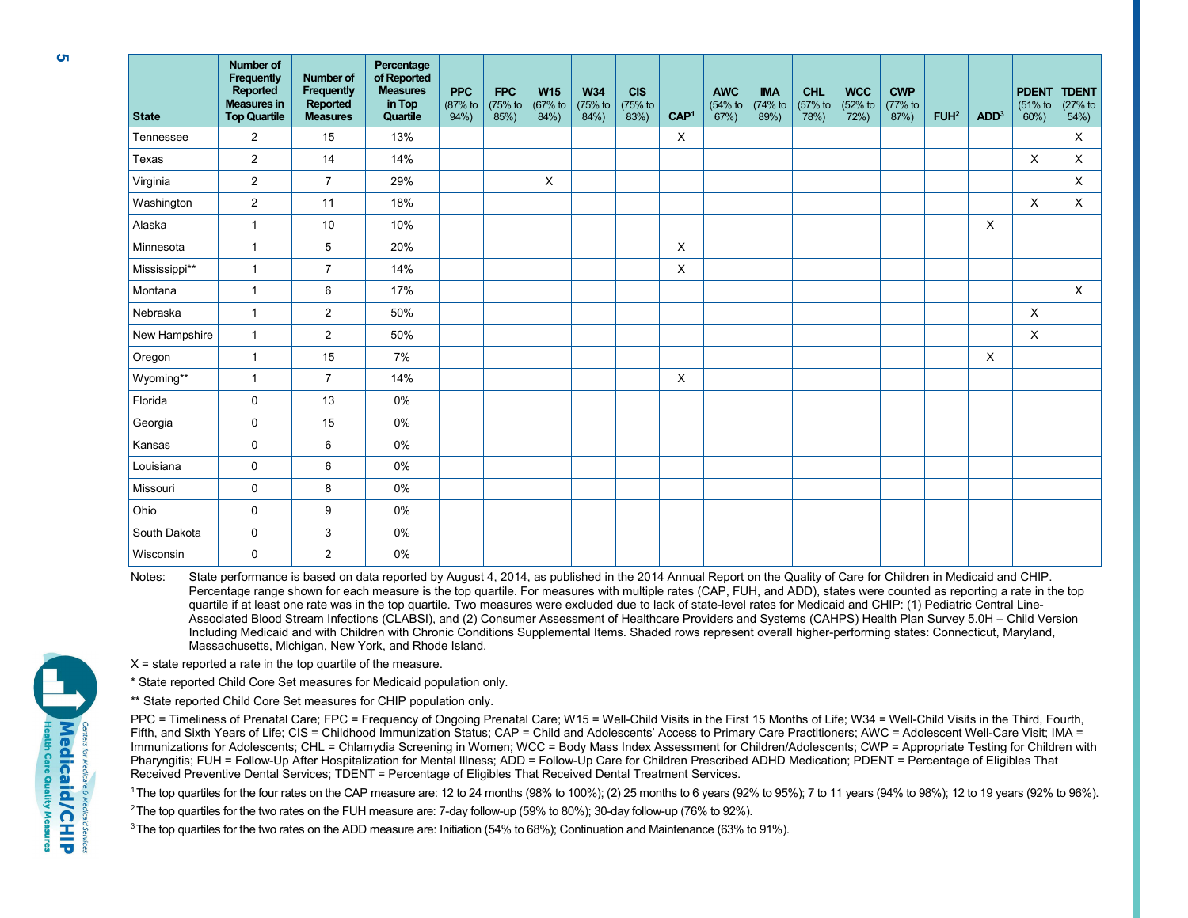| State | Number of Frequently Reported Measures in Top Quartile | Number of Frequently Reported Measures | Percentage of Reported Measures in Top Quartile | PPC (87% to 94%) | FPC (75% to 85%) | W15 (67% to 84%) | W34 (75% to 84%) | CIS (75% to 83%) | CAP[1] | AWC (54% to 67%) | IMA (74% to 89%) | CHL (57% to 78%) | WCC (52% to 72%) | CWP (77% to 87%) | FUH[2] | ADD[3] | PDENT (51% to 60%) | TDENT (27% to 54%) |
|---|---|---|---|---|---|---|---|---|---|---|---|---|---|---|---|---|---|---|
| Tennessee | 2 | 15 | 13% | | | | | | X | | | | | | | | | X |
| Texas | 2 | 14 | 14% | | | | | | | | | | | | | | X | X |
| Virginia | 2 | 7 | 29% | | | X | | | | | | | | | | | | X |
| Washington | 2 | 11 | 18% | | | | | | | | | | | | | | X | X |
| Alaska | 1 | 10 | 10% | | | | | | | | | | | | | X | | |
| Minnesota | 1 | 5 | 20% | | | | | | X | | | | | | | | | |
| Mississippi** | 1 | 7 | 14% | | | | | | X | | | | | | | | | |
| Montana | 1 | 6 | 17% | | | | | | | | | | | | | | | X |
| Nebraska | 1 | 2 | 50% | | | | | | | | | | | | | | X | |
| New Hampshire | 1 | 2 | 50% | | | | | | | | | | | | | | X | |
| Oregon | 1 | 15 | 7% | | | | | | | | | | | | | X | | |
| Wyoming** | 1 | 7 | 14% | | | | | | X | | | | | | | | | |
| Florida | 0 | 13 | 0% | | | | | | | | | | | | | | | |
| Georgia | 0 | 15 | 0% | | | | | | | | | | | | | | | |
| Kansas | 0 | 6 | 0% | | | | | | | | | | | | | | | |
| Louisiana | 0 | 6 | 0% | | | | | | | | | | | | | | | |
| Missouri | 0 | 8 | 0% | | | | | | | | | | | | | | | |
| Ohio | 0 | 9 | 0% | | | | | | | | | | | | | | | |
| South Dakota | 0 | 3 | 0% | | | | | | | | | | | | | | | |
| Wisconsin | 0 | 2 | 0% | | | | | | | | | | | | | | | |

Notes: State performance is based on data reported by August 4, 2014, as published in the 2014 Annual Report on the Quality of Care for Children in Medicaid and CHIP. Percentage range shown for each measure is the top quartile. For measures with multiple rates (CAP, FUH, and ADD), states were counted as reporting a rate in the top quartile if at least one rate was in the top quartile. Two measures were excluded due to lack of state-level rates for Medicaid and CHIP: (1) Pediatric Central Line-Associated Blood Stream Infections (CLABSI), and (2) Consumer Assessment of Healthcare Providers and Systems (CAHPS) Health Plan Survey 5.0H – Child Version Including Medicaid and with Children with Chronic Conditions Supplemental Items. Shaded rows represent overall higher-performing states: Connecticut, Maryland, Massachusetts, Michigan, New York, and Rhode Island.

X = state reported a rate in the top quartile of the measure.

\* State reported Child Core Set measures for Medicaid population only.

** State reported Child Core Set measures for CHIP population only.

PPC = Timeliness of Prenatal Care; FPC = Frequency of Ongoing Prenatal Care; W15 = Well-Child Visits in the First 15 Months of Life; W34 = Well-Child Visits in the Third, Fourth, Fifth, and Sixth Years of Life; CIS = Childhood Immunization Status; CAP = Child and Adolescents' Access to Primary Care Practitioners; AWC = Adolescent Well-Care Visit; IMA = Immunizations for Adolescents; CHL = Chlamydia Screening in Women; WCC = Body Mass Index Assessment for Children/Adolescents; CWP = Appropriate Testing for Children with Pharyngitis; FUH = Follow-Up After Hospitalization for Mental Illness; ADD = Follow-Up Care for Children Prescribed ADHD Medication; PDENT = Percentage of Eligibles That Received Preventive Dental Services; TDENT = Percentage of Eligibles That Received Dental Treatment Services.

[1] The top quartiles for the four rates on the CAP measure are: 12 to 24 months (98% to 100%); (2) 25 months to 6 years (92% to 95%); 7 to 11 years (94% to 98%); 12 to 19 years (92% to 96%).

[2] The top quartiles for the two rates on the FUH measure are: 7-day follow-up (59% to 80%); 30-day follow-up (76% to 92%).

[3] The top quartiles for the two rates on the ADD measure are: Initiation (54% to 68%); Continuation and Maintenance (63% to 91%).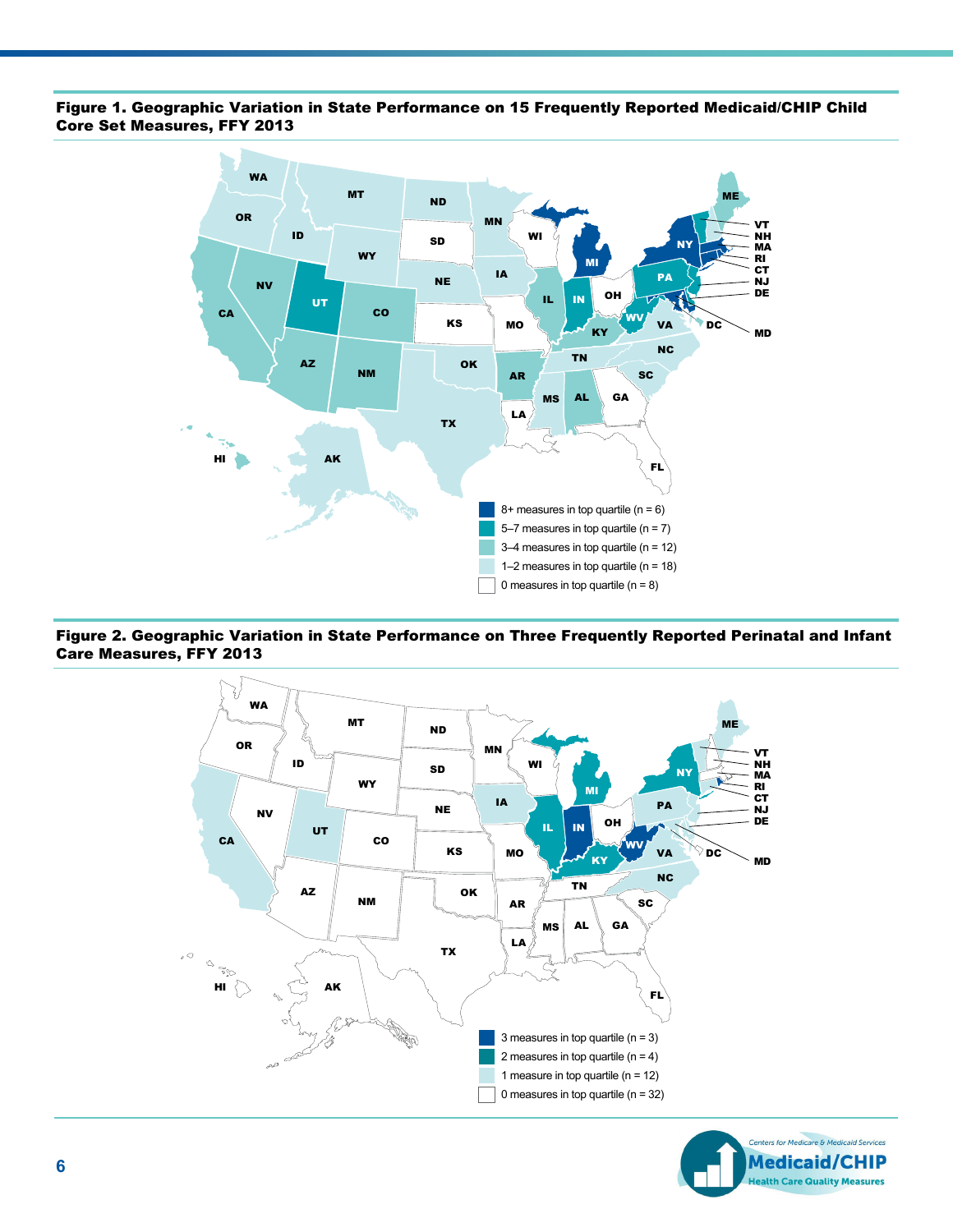**Figure 1. Geographic Variation in State Performance on 15 Frequently Reported Medicaid/CHIP Child Core Set Measures, FFY 2013**

- 8+ measures in top quartile (n = 6)
- 5–7 measures in top quartile (n = 7)
- 3–4 measures in top quartile (n = 12)
- 1–2 measures in top quartile (n = 18)
- 0 measures in top quartile (n = 8)

**Figure 2. Geographic Variation in State Performance on Three Frequently Reported Perinatal and Infant Care Measures, FFY 2013**

- 3 measures in top quartile (n = 3)
- 2 measures in top quartile (n = 4)
- 1 measure in top quartile (n = 12)
- 0 measures in top quartile (n = 32)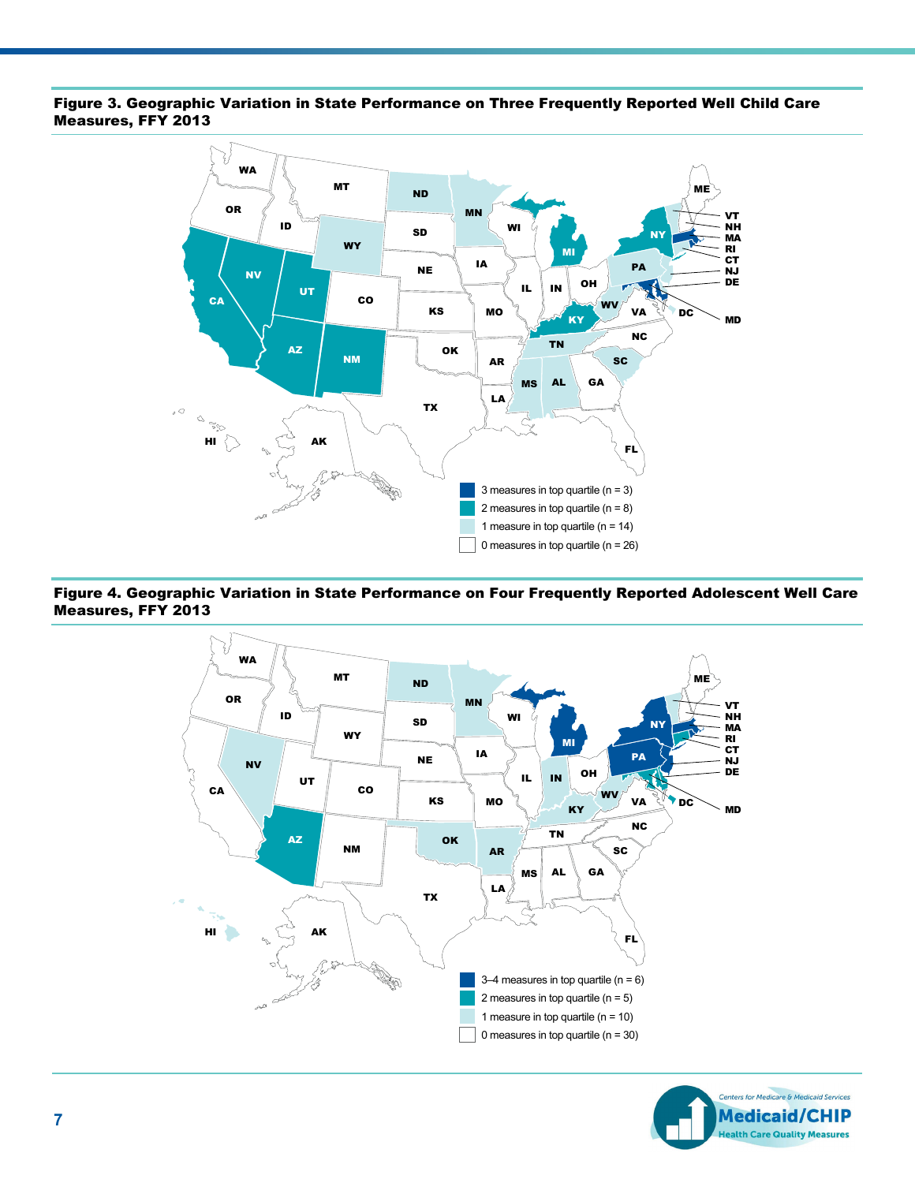**Figure 3. Geographic Variation in State Performance on Three Frequently Reported Well Child Care Measures, FFY 2013**

- 3 measures in top quartile (n = 3)
- 2 measures in top quartile (n = 8)
- 1 measure in top quartile (n = 14)
- 0 measures in top quartile (n = 26)

**Figure 4. Geographic Variation in State Performance on Four Frequently Reported Adolescent Well Care Measures, FFY 2013**

- 3–4 measures in top quartile (n = 6)
- 2 measures in top quartile (n = 5)
- 1 measure in top quartile (n = 10)
- 0 measures in top quartile (n = 30)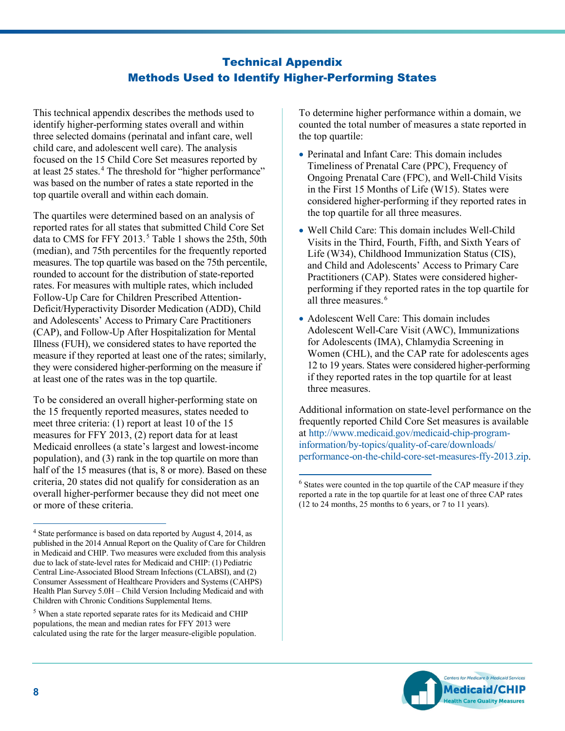# Technical Appendix
## Methods Used to Identify Higher-Performing States

This technical appendix describes the methods used to identify higher-performing states overall and within three selected domains (perinatal and infant care, well child care, and adolescent well care). The analysis focused on the 15 Child Core Set measures reported by at least 25 states.[4] The threshold for "higher performance" was based on the number of rates a state reported in the top quartile overall and within each domain.

The quartiles were determined based on an analysis of reported rates for all states that submitted Child Core Set data to CMS for FFY 2013.[5] Table 1 shows the 25th, 50th (median), and 75th percentiles for the frequently reported measures. The top quartile was based on the 75th percentile, rounded to account for the distribution of state-reported rates. For measures with multiple rates, which included Follow-Up Care for Children Prescribed Attention-Deficit/Hyperactivity Disorder Medication (ADD), Child and Adolescents' Access to Primary Care Practitioners (CAP), and Follow-Up After Hospitalization for Mental Illness (FUH), we considered states to have reported the measure if they reported at least one of the rates; similarly, they were considered higher-performing on the measure if at least one of the rates was in the top quartile.

To be considered an overall higher-performing state on the 15 frequently reported measures, states needed to meet three criteria: (1) report at least 10 of the 15 measures for FFY 2013, (2) report data for at least Medicaid enrollees (a state's largest and lowest-income population), and (3) rank in the top quartile on more than half of the 15 measures (that is, 8 or more). Based on these criteria, 20 states did not qualify for consideration as an overall higher-performer because they did not meet one or more of these criteria.

To determine higher performance within a domain, we counted the total number of measures a state reported in the top quartile:

- Perinatal and Infant Care: This domain includes Timeliness of Prenatal Care (PPC), Frequency of Ongoing Prenatal Care (FPC), and Well-Child Visits in the First 15 Months of Life (W15). States were considered higher-performing if they reported rates in the top quartile for all three measures.
- Well Child Care: This domain includes Well-Child Visits in the Third, Fourth, Fifth, and Sixth Years of Life (W34), Childhood Immunization Status (CIS), and Child and Adolescents' Access to Primary Care Practitioners (CAP). States were considered higher-performing if they reported rates in the top quartile for all three measures.[6]
- Adolescent Well Care: This domain includes Adolescent Well-Care Visit (AWC), Immunizations for Adolescents (IMA), Chlamydia Screening in Women (CHL), and the CAP rate for adolescents ages 12 to 19 years. States were considered higher-performing if they reported rates in the top quartile for at least three measures.

Additional information on state-level performance on the frequently reported Child Core Set measures is available at http://www.medicaid.gov/medicaid-chip-program-information/by-topics/quality-of-care/downloads/performance-on-the-child-core-set-measures-ffy-2013.zip.

---

[4] State performance is based on data reported by August 4, 2014, as published in the 2014 Annual Report on the Quality of Care for Children in Medicaid and CHIP. Two measures were excluded from this analysis due to lack of state-level rates for Medicaid and CHIP: (1) Pediatric Central Line-Associated Blood Stream Infections (CLABSI), and (2) Consumer Assessment of Healthcare Providers and Systems (CAHPS) Health Plan Survey 5.0H – Child Version Including Medicaid and with Children with Chronic Conditions Supplemental Items.

[5] When a state reported separate rates for its Medicaid and CHIP populations, the mean and median rates for FFY 2013 were calculated using the rate for the larger measure-eligible population.

[6] States were counted in the top quartile of the CAP measure if they reported a rate in the top quartile for at least one of three CAP rates (12 to 24 months, 25 months to 6 years, or 7 to 11 years).